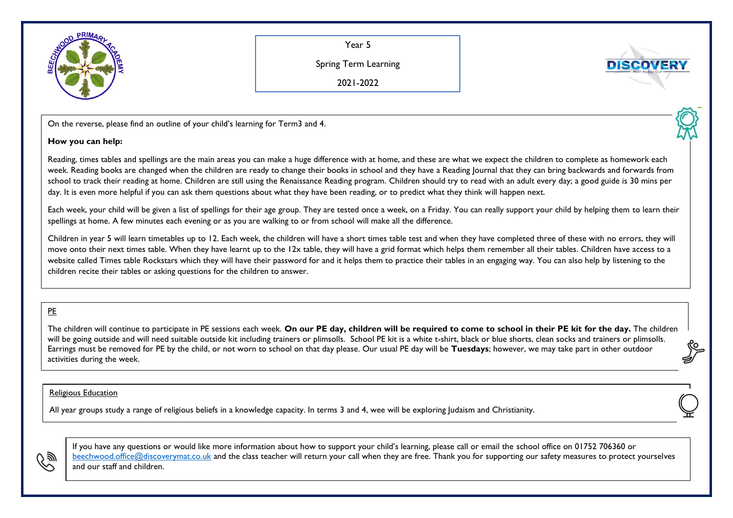Year 5

Spring Term Learning

2021-2022

On the reverse, please find an outline of your child's learning for Term3 and 4.

**How you can help:**

Reading, times tables and spellings are the main areas you can make a huge difference with at home, and these are what we expect the children to complete as homework each week. Reading books are changed when the children are ready to change their books in school and they have a Reading Journal that they can bring backwards and forwards from school to track their reading at home. Children are still using the Renaissance Reading program. Children should try to read with an adult every day; a good guide is 30 mins per day. It is even more helpful if you can ask them questions about what they have been reading, or to predict what they think will happen next.

Each week, your child will be given a list of spellings for their age group. They are tested once a week, on a Friday. You can really support your child by helping them to learn their spellings at home. A few minutes each evening or as you are walking to or from school will make all the difference.

Children in year 5 will learn timetables up to 12. Each week, the children will have a short times table test and when they have completed three of these with no errors, they will move onto their next times table. When they have learnt up to the 12x table, they will have a grid format which helps them remember all their tables. Children have access to a website called Times table Rockstars which they will have their password for and it helps them to practice their tables in an engaging way. You can also help by listening to the children recite their tables or asking questions for the children to answer.

PE

The children will continue to participate in PE sessions each week. **On our PE day, children will be required to come to school in their PE kit for the day.** The children will be going outside and will need suitable outside kit including trainers or plimsolls. School PE kit is a white t-shirt, black or blue shorts, clean socks and trainers or plimsolls. Earrings must be removed for PE by the child, or not worn to school on that day please. Our usual PE day will be **Tuesdays**; however, we may take part in other outdoor activities during the week.

Religious Education

All year groups study a range of religious beliefs in a knowledge capacity. In terms 3 and 4, wee will be exploring Judaism and Christianity.

If you have any questions or would like more information about how to support your child's learning, please call or email the school office on 01752 706360 or beechwood.office@discoverymat.co.uk and the class teacher will return your call when they are free. Thank you for supporting our safety measures to protect yourselves and our staff and children.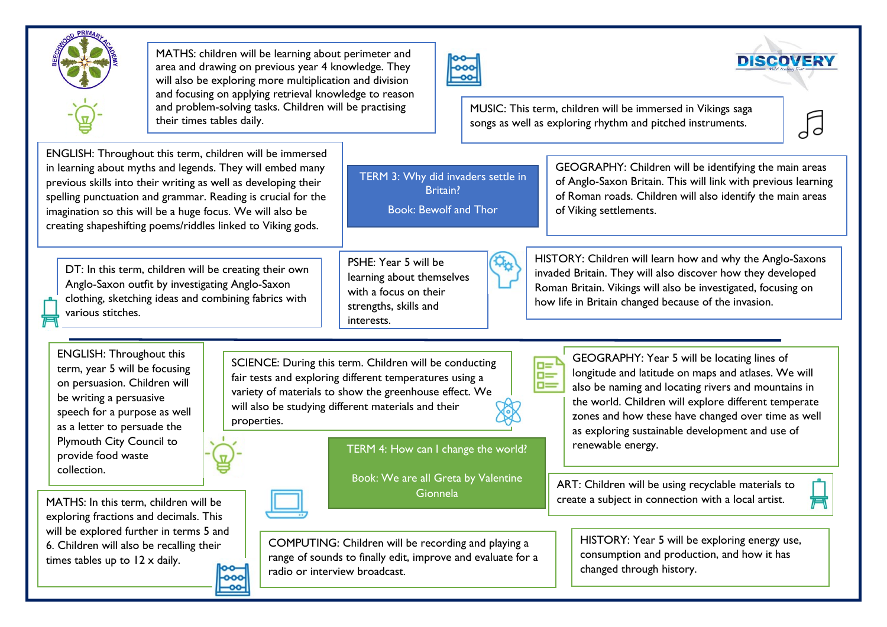## TERM 3: Why did invaders settle in Britain?

Book: Bewolf and Thor

MATHS: children will be learning about perimeter and area and drawing on previous year 4 knowledge. They will also be exploring more multiplication and division and focusing on applying retrieval knowledge to reason and problem-solving tasks. Children will be practising their times tables daily.

MUSIC: This term, children will be immersed in Vikings saga songs as well as exploring rhythm and pitched instruments.

ENGLISH: Throughout this term, children will be immersed in learning about myths and legends. They will embed many previous skills into their writing as well as developing their spelling punctuation and grammar. Reading is crucial for the imagination so this will be a huge focus. We will also be creating shapeshifting poems/riddles linked to Viking gods.

GEOGRAPHY: Children will be identifying the main areas of Anglo-Saxon Britain. This will link with previous learning of Roman roads. Children will also identify the main areas of Viking settlements.

DT: In this term, children will be creating their own Anglo-Saxon outfit by investigating Anglo-Saxon clothing, sketching ideas and combining fabrics with various stitches.

PSHE: Year 5 will be learning about themselves with a focus on their strengths, skills and interests.

HISTORY: Children will learn how and why the Anglo-Saxons invaded Britain. They will also discover how they developed Roman Britain. Vikings will also be investigated, focusing on how life in Britain changed because of the invasion.

---

## TERM 4: How can I change the world?

Book: We are all Greta by Valentine Gionnela

ENGLISH: Throughout this term, year 5 will be focusing on persuasion. Children will be writing a persuasive speech for a purpose as well as a letter to persuade the Plymouth City Council to provide food waste collection.

SCIENCE: During this term. Children will be conducting fair tests and exploring different temperatures using a variety of materials to show the greenhouse effect. We will also be studying different materials and their properties.

GEOGRAPHY: Year 5 will be locating lines of longitude and latitude on maps and atlases. We will also be naming and locating rivers and mountains in the world. Children will explore different temperate zones and how these have changed over time as well as exploring sustainable development and use of renewable energy.

ART: Children will be using recyclable materials to create a subject in connection with a local artist.

MATHS: In this term, children will be exploring fractions and decimals. This will be explored further in terms 5 and 6. Children will also be recalling their times tables up to 12 x daily.

COMPUTING: Children will be recording and playing a range of sounds to finally edit, improve and evaluate for a radio or interview broadcast.

HISTORY: Year 5 will be exploring energy use, consumption and production, and how it has changed through history.